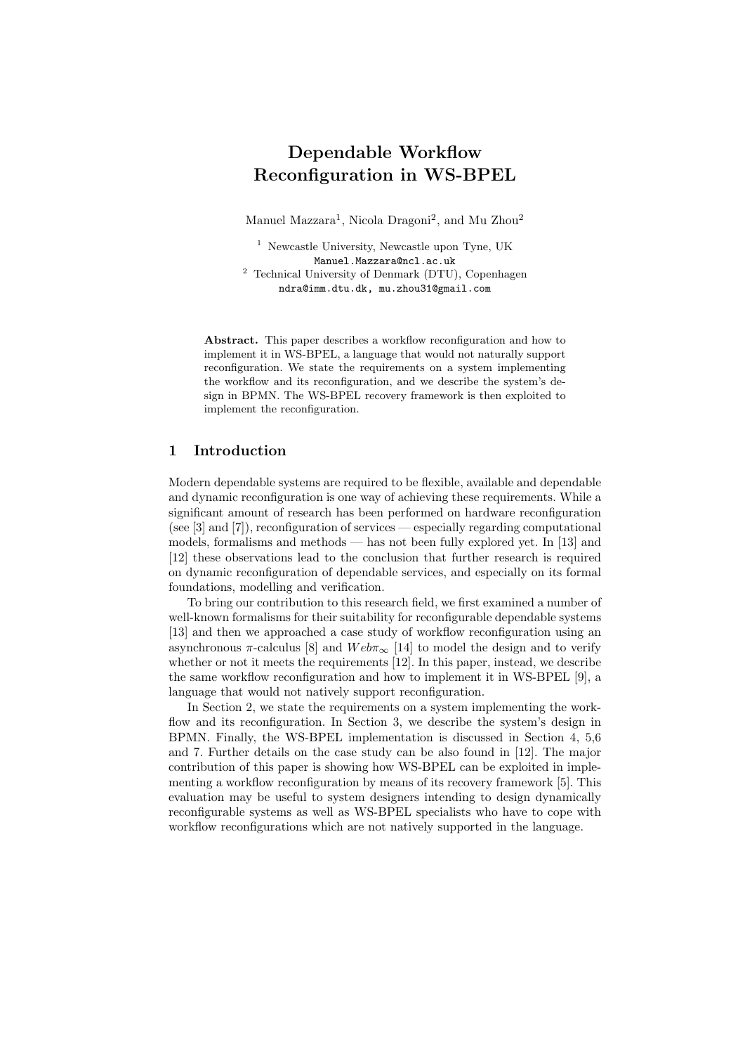# Dependable Workflow Reconfiguration in WS-BPEL

Manuel Mazzara[1], Nicola Dragoni[2], and Mu Zhou[2]

[1] Newcastle University, Newcastle upon Tyne, UK
Manuel.Mazzara@ncl.ac.uk

[2] Technical University of Denmark (DTU), Copenhagen
ndra@imm.dtu.dk, mu.zhou31@gmail.com

**Abstract.** This paper describes a workflow reconfiguration and how to implement it in WS-BPEL, a language that would not naturally support reconfiguration. We state the requirements on a system implementing the workflow and its reconfiguration, and we describe the system's design in BPMN. The WS-BPEL recovery framework is then exploited to implement the reconfiguration.

## 1 Introduction

Modern dependable systems are required to be flexible, available and dependable and dynamic reconfiguration is one way of achieving these requirements. While a significant amount of research has been performed on hardware reconfiguration (see [3] and [7]), reconfiguration of services — especially regarding computational models, formalisms and methods — has not been fully explored yet. In [13] and [12] these observations lead to the conclusion that further research is required on dynamic reconfiguration of dependable services, and especially on its formal foundations, modelling and verification.

To bring our contribution to this research field, we first examined a number of well-known formalisms for their suitability for reconfigurable dependable systems [13] and then we approached a case study of workflow reconfiguration using an asynchronous $\pi$-calculus [8] and $Web\pi_\infty$ [14] to model the design and to verify whether or not it meets the requirements [12]. In this paper, instead, we describe the same workflow reconfiguration and how to implement it in WS-BPEL [9], a language that would not natively support reconfiguration.

In Section 2, we state the requirements on a system implementing the workflow and its reconfiguration. In Section 3, we describe the system's design in BPMN. Finally, the WS-BPEL implementation is discussed in Section 4, 5,6 and 7. Further details on the case study can be also found in [12]. The major contribution of this paper is showing how WS-BPEL can be exploited in implementing a workflow reconfiguration by means of its recovery framework [5]. This evaluation may be useful to system designers intending to design dynamically reconfigurable systems as well as WS-BPEL specialists who have to cope with workflow reconfigurations which are not natively supported in the language.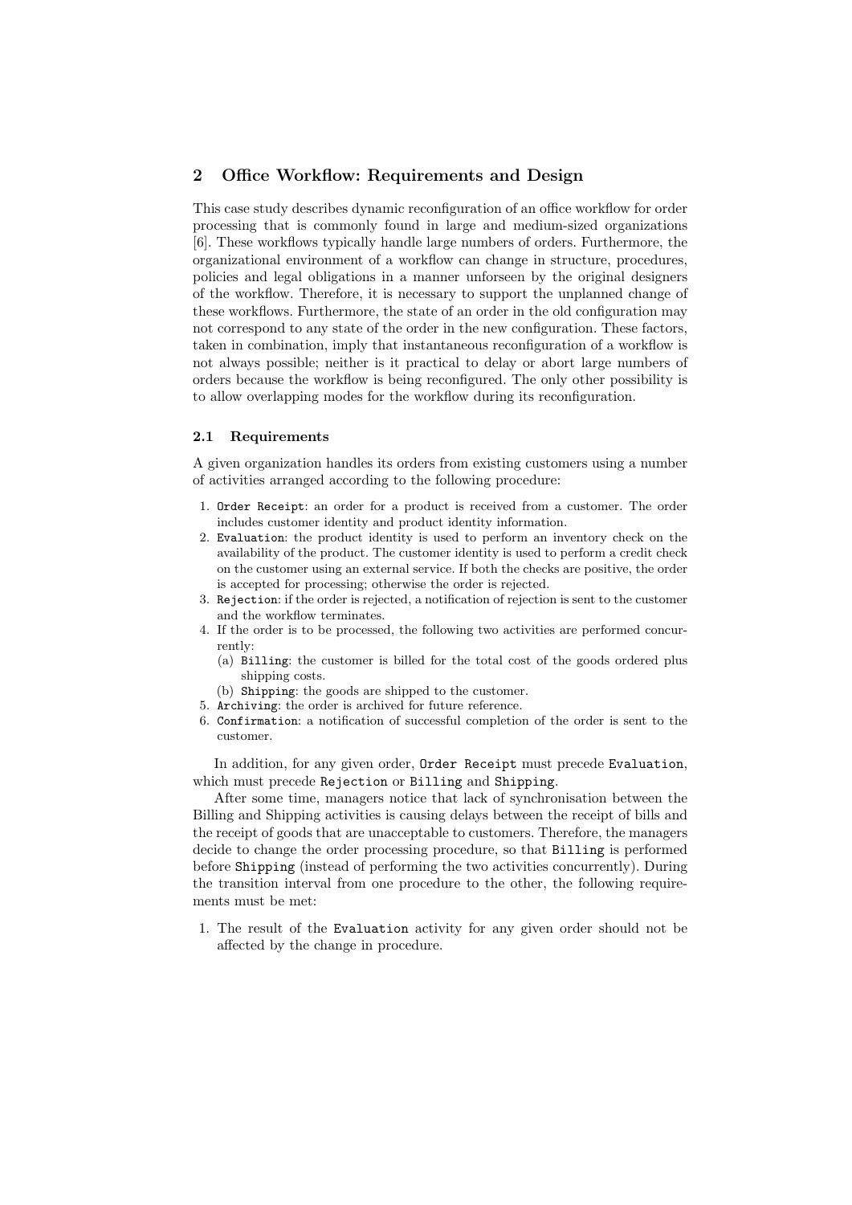## 2 Office Workflow: Requirements and Design

This case study describes dynamic reconfiguration of an office workflow for order processing that is commonly found in large and medium-sized organizations [6]. These workflows typically handle large numbers of orders. Furthermore, the organizational environment of a workflow can change in structure, procedures, policies and legal obligations in a manner unforseen by the original designers of the workflow. Therefore, it is necessary to support the unplanned change of these workflows. Furthermore, the state of an order in the old configuration may not correspond to any state of the order in the new configuration. These factors, taken in combination, imply that instantaneous reconfiguration of a workflow is not always possible; neither is it practical to delay or abort large numbers of orders because the workflow is being reconfigured. The only other possibility is to allow overlapping modes for the workflow during its reconfiguration.

### 2.1 Requirements

A given organization handles its orders from existing customers using a number of activities arranged according to the following procedure:

1. `Order Receipt`: an order for a product is received from a customer. The order includes customer identity and product identity information.
2. `Evaluation`: the product identity is used to perform an inventory check on the availability of the product. The customer identity is used to perform a credit check on the customer using an external service. If both the checks are positive, the order is accepted for processing; otherwise the order is rejected.
3. `Rejection`: if the order is rejected, a notification of rejection is sent to the customer and the workflow terminates.
4. If the order is to be processed, the following two activities are performed concurrently:
   (a) `Billing`: the customer is billed for the total cost of the goods ordered plus shipping costs.
   (b) `Shipping`: the goods are shipped to the customer.
5. `Archiving`: the order is archived for future reference.
6. `Confirmation`: a notification of successful completion of the order is sent to the customer.

In addition, for any given order, `Order Receipt` must precede `Evaluation`, which must precede `Rejection` or `Billing` and `Shipping`.

After some time, managers notice that lack of synchronisation between the Billing and Shipping activities is causing delays between the receipt of bills and the receipt of goods that are unacceptable to customers. Therefore, the managers decide to change the order processing procedure, so that `Billing` is performed before `Shipping` (instead of performing the two activities concurrently). During the transition interval from one procedure to the other, the following requirements must be met:

1. The result of the `Evaluation` activity for any given order should not be affected by the change in procedure.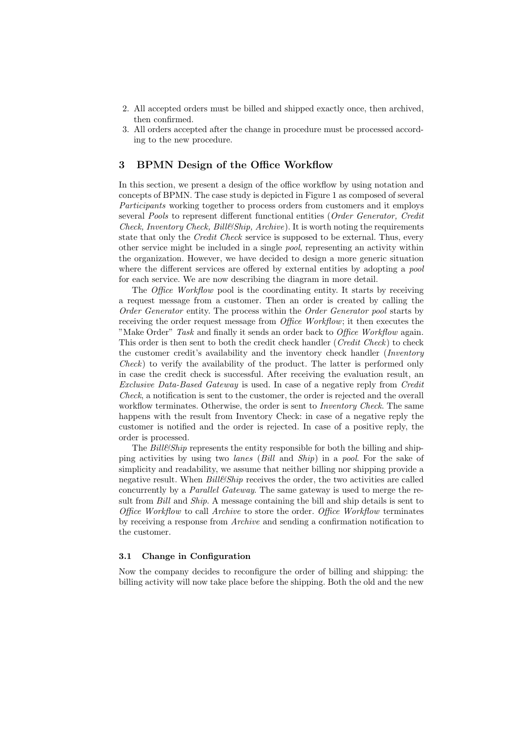2. All accepted orders must be billed and shipped exactly once, then archived, then confirmed.
3. All orders accepted after the change in procedure must be processed according to the new procedure.

## 3 BPMN Design of the Office Workflow

In this section, we present a design of the office workflow by using notation and concepts of BPMN. The case study is depicted in Figure 1 as composed of several *Participants* working together to process orders from customers and it employs several *Pools* to represent different functional entities (*Order Generator, Credit Check, Inventory Check, Bill&Ship, Archive*). It is worth noting the requirements state that only the *Credit Check* service is supposed to be external. Thus, every other service might be included in a single *pool*, representing an activity within the organization. However, we have decided to design a more generic situation where the different services are offered by external entities by adopting a *pool* for each service. We are now describing the diagram in more detail.

The *Office Workflow* pool is the coordinating entity. It starts by receiving a request message from a customer. Then an order is created by calling the *Order Generator* entity. The process within the *Order Generator pool* starts by receiving the order request message from *Office Workflow*; it then executes the "Make Order" *Task* and finally it sends an order back to *Office Workflow* again. This order is then sent to both the credit check handler (*Credit Check*) to check the customer credit's availability and the inventory check handler (*Inventory Check*) to verify the availability of the product. The latter is performed only in case the credit check is successful. After receiving the evaluation result, an *Exclusive Data-Based Gateway* is used. In case of a negative reply from *Credit Check*, a notification is sent to the customer, the order is rejected and the overall workflow terminates. Otherwise, the order is sent to *Inventory Check*. The same happens with the result from Inventory Check: in case of a negative reply the customer is notified and the order is rejected. In case of a positive reply, the order is processed.

The *Bill&Ship* represents the entity responsible for both the billing and shipping activities by using two *lanes* (*Bill* and *Ship*) in a *pool*. For the sake of simplicity and readability, we assume that neither billing nor shipping provide a negative result. When *Bill&Ship* receives the order, the two activities are called concurrently by a *Parallel Gateway*. The same gateway is used to merge the result from *Bill* and *Ship*. A message containing the bill and ship details is sent to *Office Workflow* to call *Archive* to store the order. *Office Workflow* terminates by receiving a response from *Archive* and sending a confirmation notification to the customer.

### 3.1 Change in Configuration

Now the company decides to reconfigure the order of billing and shipping: the billing activity will now take place before the shipping. Both the old and the new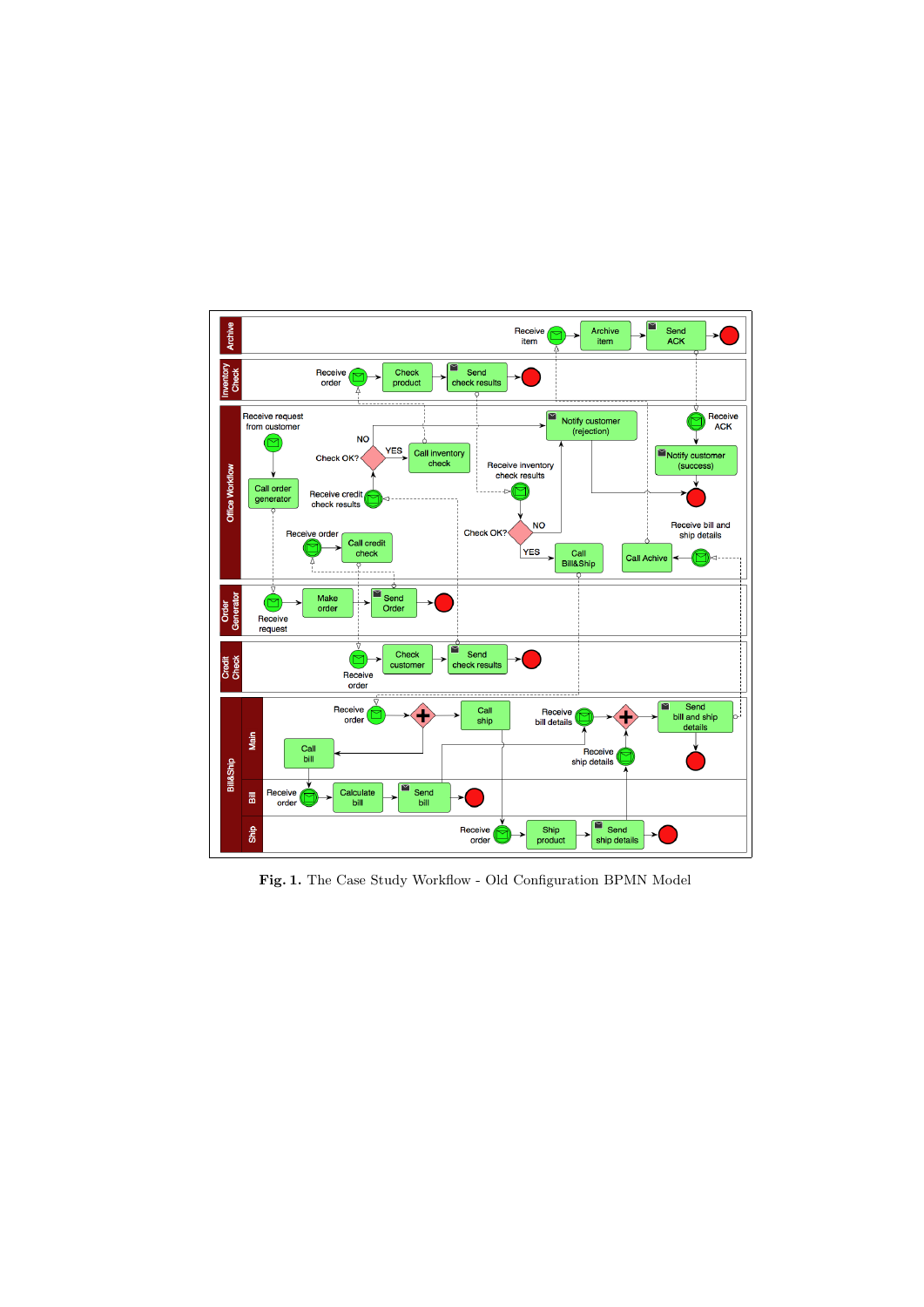**Fig. 1.** The Case Study Workflow - Old Configuration BPMN Model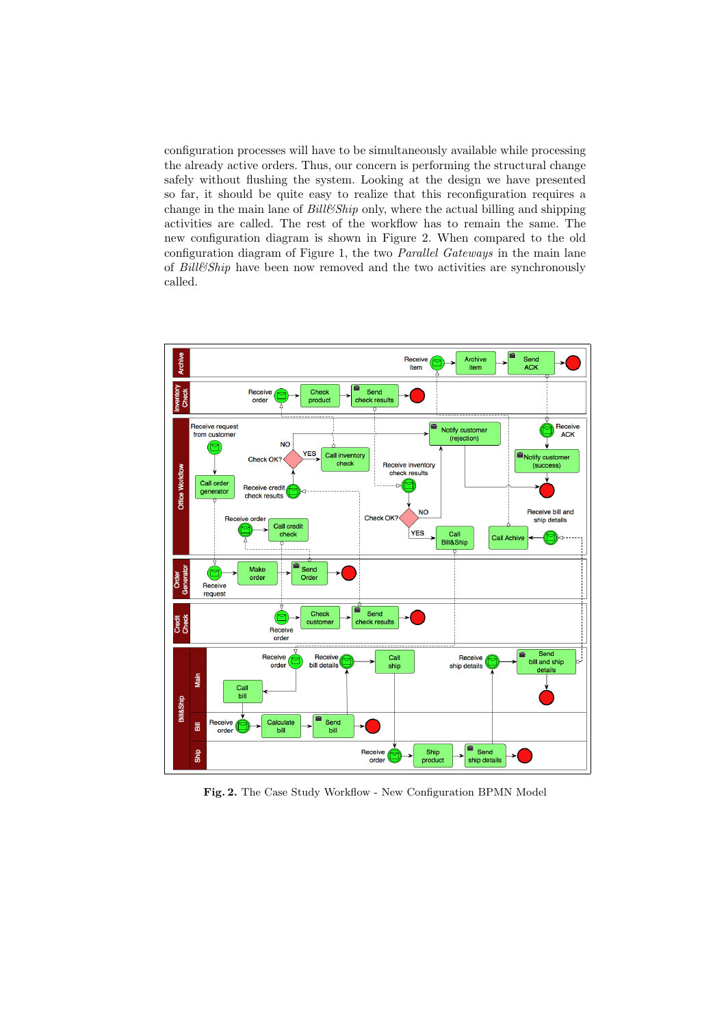configuration processes will have to be simultaneously available while processing the already active orders. Thus, our concern is performing the structural change safely without flushing the system. Looking at the design we have presented so far, it should be quite easy to realize that this reconfiguration requires a change in the main lane of *Bill&Ship* only, where the actual billing and shipping activities are called. The rest of the workflow has to remain the same. The new configuration diagram is shown in Figure 2. When compared to the old configuration diagram of Figure 1, the two *Parallel Gateways* in the main lane of *Bill&Ship* have been now removed and the two activities are synchronously called.

**Fig. 2.** The Case Study Workflow - New Configuration BPMN Model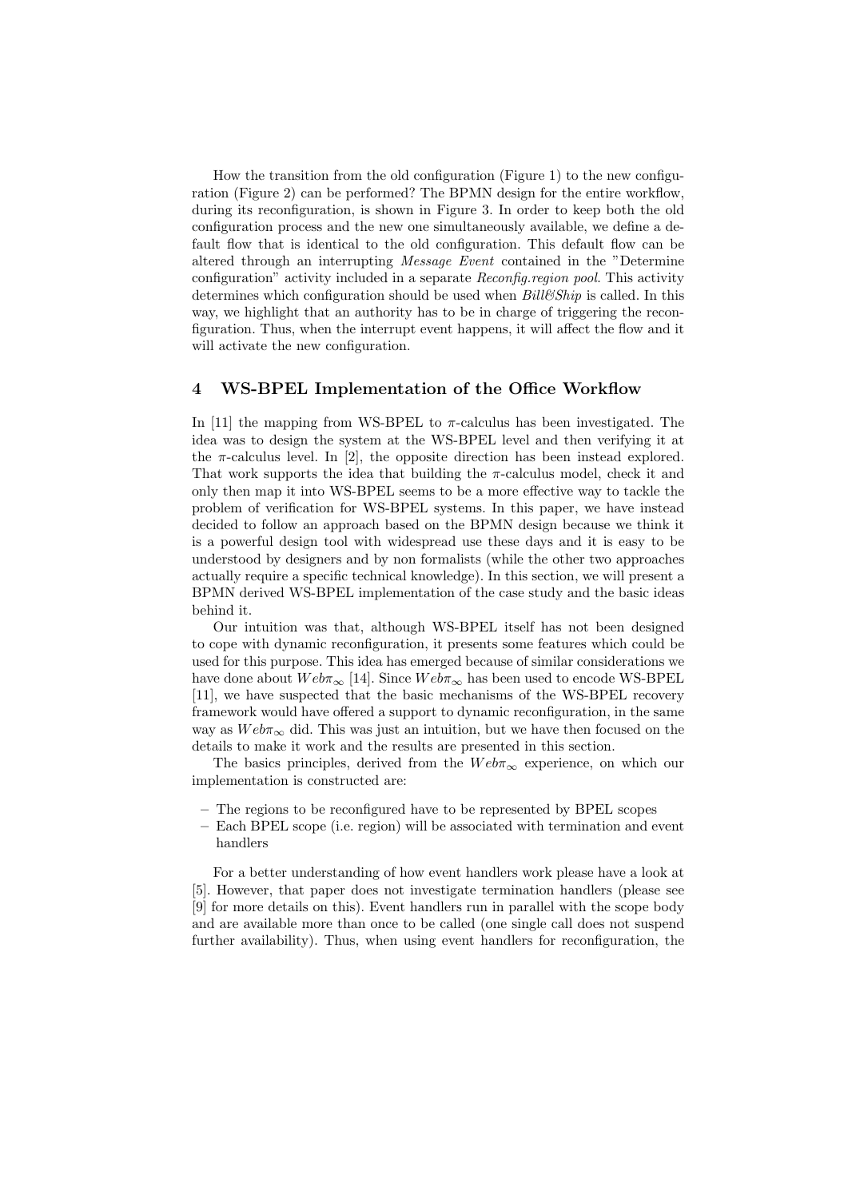How the transition from the old configuration (Figure 1) to the new configuration (Figure 2) can be performed? The BPMN design for the entire workflow, during its reconfiguration, is shown in Figure 3. In order to keep both the old configuration process and the new one simultaneously available, we define a default flow that is identical to the old configuration. This default flow can be altered through an interrupting *Message Event* contained in the "Determine configuration" activity included in a separate *Reconfig.region pool*. This activity determines which configuration should be used when *Bill&Ship* is called. In this way, we highlight that an authority has to be in charge of triggering the reconfiguration. Thus, when the interrupt event happens, it will affect the flow and it will activate the new configuration.

## 4 WS-BPEL Implementation of the Office Workflow

In [11] the mapping from WS-BPEL to $\pi$-calculus has been investigated. The idea was to design the system at the WS-BPEL level and then verifying it at the $\pi$-calculus level. In [2], the opposite direction has been instead explored. That work supports the idea that building the $\pi$-calculus model, check it and only then map it into WS-BPEL seems to be a more effective way to tackle the problem of verification for WS-BPEL systems. In this paper, we have instead decided to follow an approach based on the BPMN design because we think it is a powerful design tool with widespread use these days and it is easy to be understood by designers and by non formalists (while the other two approaches actually require a specific technical knowledge). In this section, we will present a BPMN derived WS-BPEL implementation of the case study and the basic ideas behind it.

Our intuition was that, although WS-BPEL itself has not been designed to cope with dynamic reconfiguration, it presents some features which could be used for this purpose. This idea has emerged because of similar considerations we have done about $Web\pi_\infty$ [14]. Since $Web\pi_\infty$ has been used to encode WS-BPEL [11], we have suspected that the basic mechanisms of the WS-BPEL recovery framework would have offered a support to dynamic reconfiguration, in the same way as $Web\pi_\infty$ did. This was just an intuition, but we have then focused on the details to make it work and the results are presented in this section.

The basics principles, derived from the $Web\pi_\infty$ experience, on which our implementation is constructed are:

- The regions to be reconfigured have to be represented by BPEL scopes
- Each BPEL scope (i.e. region) will be associated with termination and event handlers

For a better understanding of how event handlers work please have a look at [5]. However, that paper does not investigate termination handlers (please see [9] for more details on this). Event handlers run in parallel with the scope body and are available more than once to be called (one single call does not suspend further availability). Thus, when using event handlers for reconfiguration, the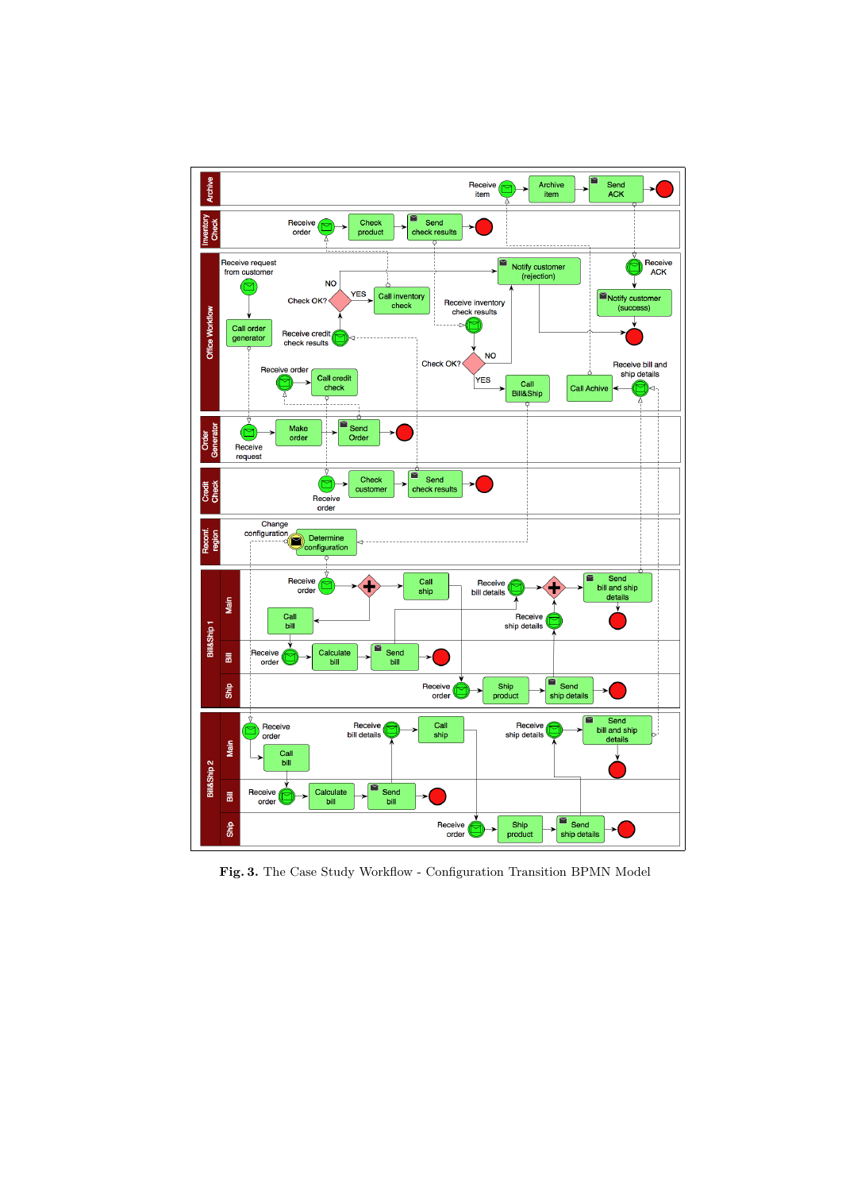**Fig. 3.** The Case Study Workflow - Configuration Transition BPMN Model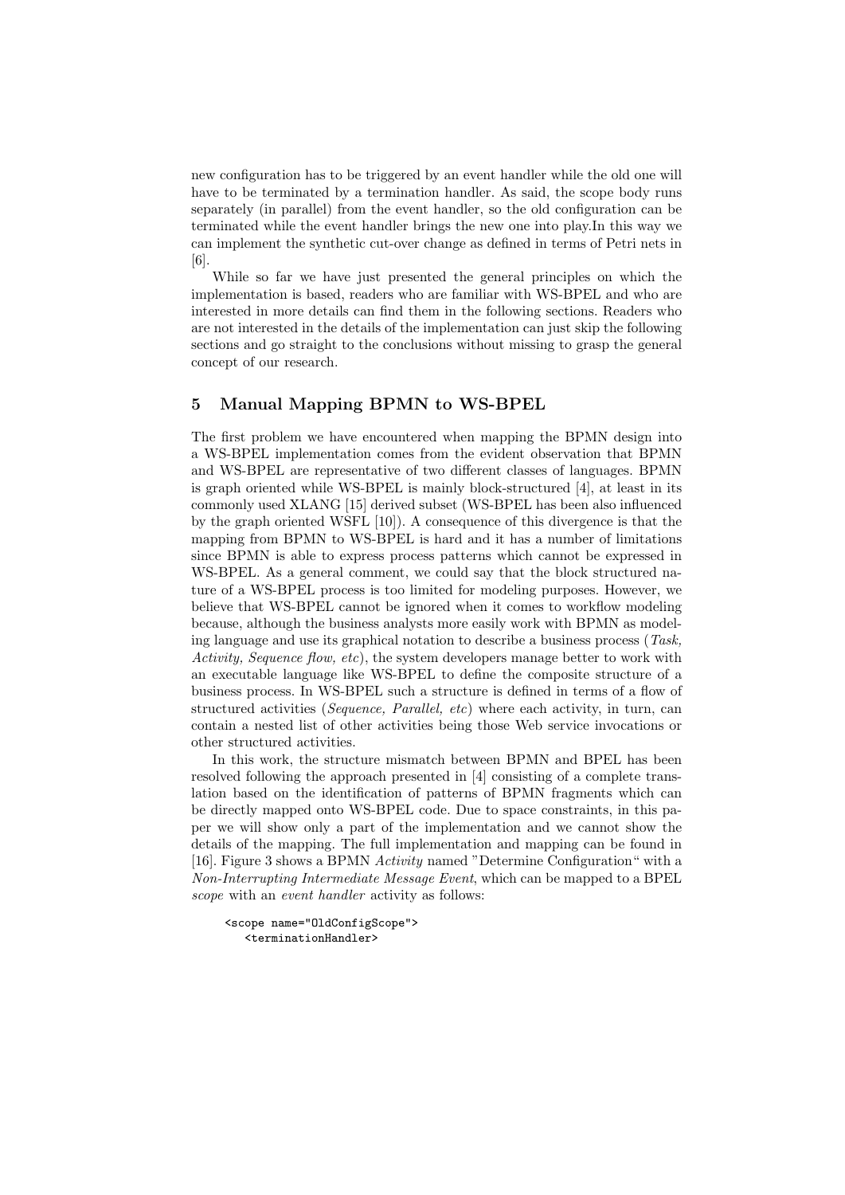new configuration has to be triggered by an event handler while the old one will have to be terminated by a termination handler. As said, the scope body runs separately (in parallel) from the event handler, so the old configuration can be terminated while the event handler brings the new one into play.In this way we can implement the synthetic cut-over change as defined in terms of Petri nets in [6].

While so far we have just presented the general principles on which the implementation is based, readers who are familiar with WS-BPEL and who are interested in more details can find them in the following sections. Readers who are not interested in the details of the implementation can just skip the following sections and go straight to the conclusions without missing to grasp the general concept of our research.

## 5 Manual Mapping BPMN to WS-BPEL

The first problem we have encountered when mapping the BPMN design into a WS-BPEL implementation comes from the evident observation that BPMN and WS-BPEL are representative of two different classes of languages. BPMN is graph oriented while WS-BPEL is mainly block-structured [4], at least in its commonly used XLANG [15] derived subset (WS-BPEL has been also influenced by the graph oriented WSFL [10]). A consequence of this divergence is that the mapping from BPMN to WS-BPEL is hard and it has a number of limitations since BPMN is able to express process patterns which cannot be expressed in WS-BPEL. As a general comment, we could say that the block structured nature of a WS-BPEL process is too limited for modeling purposes. However, we believe that WS-BPEL cannot be ignored when it comes to workflow modeling because, although the business analysts more easily work with BPMN as modeling language and use its graphical notation to describe a business process (*Task, Activity, Sequence flow, etc*), the system developers manage better to work with an executable language like WS-BPEL to define the composite structure of a business process. In WS-BPEL such a structure is defined in terms of a flow of structured activities (*Sequence, Parallel, etc*) where each activity, in turn, can contain a nested list of other activities being those Web service invocations or other structured activities.

In this work, the structure mismatch between BPMN and BPEL has been resolved following the approach presented in [4] consisting of a complete translation based on the identification of patterns of BPMN fragments which can be directly mapped onto WS-BPEL code. Due to space constraints, in this paper we will show only a part of the implementation and we cannot show the details of the mapping. The full implementation and mapping can be found in [16]. Figure 3 shows a BPMN *Activity* named "Determine Configuration" with a *Non-Interrupting Intermediate Message Event*, which can be mapped to a BPEL *scope* with an *event handler* activity as follows:

```
<scope name="OldConfigScope">
   <terminationHandler>
```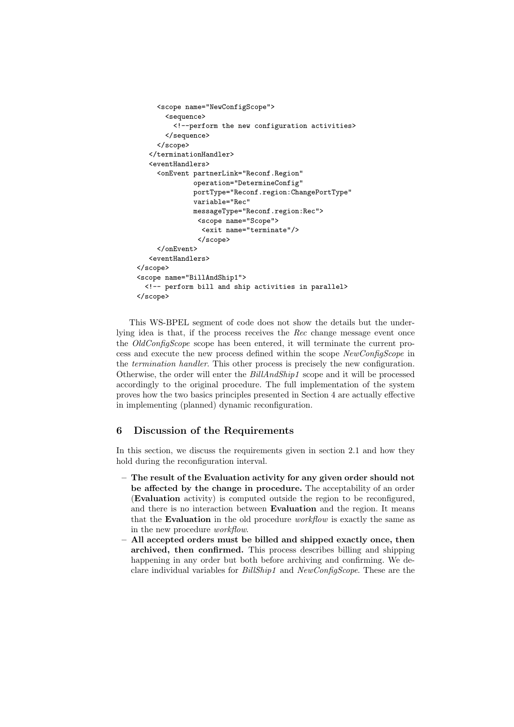```
        <scope name="NewConfigScope">
          <sequence>
            <!--perform the new configuration activities>
          </sequence>
        </scope>
      </terminationHandler>
      <eventHandlers>
        <onEvent partnerLink="Reconf.Region"
                operation="DetermineConfig"
                portType="Reconf.region:ChangePortType"
                variable="Rec"
                messageType="Reconf.region:Rec">
                 <scope name="Scope">
                  <exit name="terminate"/>
                 </scope>
        </onEvent>
      <eventHandlers>
    </scope>
    <scope name="BillAndShip1">
      <!-- perform bill and ship activities in parallel>
    </scope>
```

This WS-BPEL segment of code does not show the details but the underlying idea is that, if the process receives the *Rec* change message event once the *OldConfigScope* scope has been entered, it will terminate the current process and execute the new process defined within the scope *NewConfigScope* in the *termination handler*. This other process is precisely the new configuration. Otherwise, the order will enter the *BillAndShip1* scope and it will be processed accordingly to the original procedure. The full implementation of the system proves how the two basics principles presented in Section 4 are actually effective in implementing (planned) dynamic reconfiguration.

## 6 Discussion of the Requirements

In this section, we discuss the requirements given in section 2.1 and how they hold during the reconfiguration interval.

- **The result of the Evaluation activity for any given order should not be affected by the change in procedure.** The acceptability of an order (**Evaluation** activity) is computed outside the region to be reconfigured, and there is no interaction between **Evaluation** and the region. It means that the **Evaluation** in the old procedure *workflow* is exactly the same as in the new procedure *workflow*.
- **All accepted orders must be billed and shipped exactly once, then archived, then confirmed.** This process describes billing and shipping happening in any order but both before archiving and confirming. We declare individual variables for *BillShip1* and *NewConfigScope*. These are the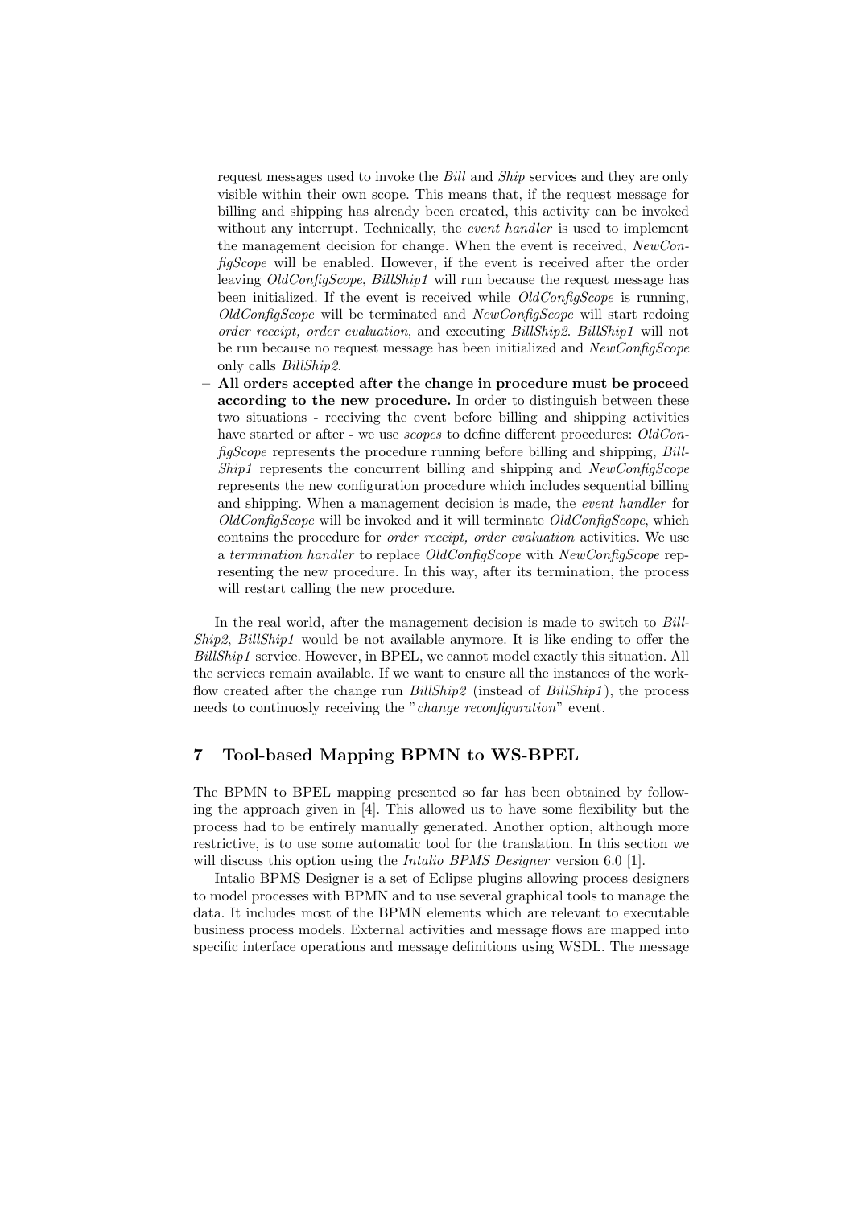request messages used to invoke the *Bill* and *Ship* services and they are only visible within their own scope. This means that, if the request message for billing and shipping has already been created, this activity can be invoked without any interrupt. Technically, the *event handler* is used to implement the management decision for change. When the event is received, *NewConfigScope* will be enabled. However, if the event is received after the order leaving *OldConfigScope*, *BillShip1* will run because the request message has been initialized. If the event is received while *OldConfigScope* is running, *OldConfigScope* will be terminated and *NewConfigScope* will start redoing *order receipt, order evaluation*, and executing *BillShip2*. *BillShip1* will not be run because no request message has been initialized and *NewConfigScope* only calls *BillShip2*.

- **All orders accepted after the change in procedure must be proceed according to the new procedure.** In order to distinguish between these two situations - receiving the event before billing and shipping activities have started or after - we use *scopes* to define different procedures: *OldConfigScope* represents the procedure running before billing and shipping, *BillShip1* represents the concurrent billing and shipping and *NewConfigScope* represents the new configuration procedure which includes sequential billing and shipping. When a management decision is made, the *event handler* for *OldConfigScope* will be invoked and it will terminate *OldConfigScope*, which contains the procedure for *order receipt, order evaluation* activities. We use a *termination handler* to replace *OldConfigScope* with *NewConfigScope* representing the new procedure. In this way, after its termination, the process will restart calling the new procedure.

In the real world, after the management decision is made to switch to *BillShip2*, *BillShip1* would be not available anymore. It is like ending to offer the *BillShip1* service. However, in BPEL, we cannot model exactly this situation. All the services remain available. If we want to ensure all the instances of the workflow created after the change run *BillShip2* (instead of *BillShip1*), the process needs to continuosly receiving the "*change reconfiguration*" event.

## 7 Tool-based Mapping BPMN to WS-BPEL

The BPMN to BPEL mapping presented so far has been obtained by following the approach given in [4]. This allowed us to have some flexibility but the process had to be entirely manually generated. Another option, although more restrictive, is to use some automatic tool for the translation. In this section we will discuss this option using the *Intalio BPMS Designer* version 6.0 [1].

Intalio BPMS Designer is a set of Eclipse plugins allowing process designers to model processes with BPMN and to use several graphical tools to manage the data. It includes most of the BPMN elements which are relevant to executable business process models. External activities and message flows are mapped into specific interface operations and message definitions using WSDL. The message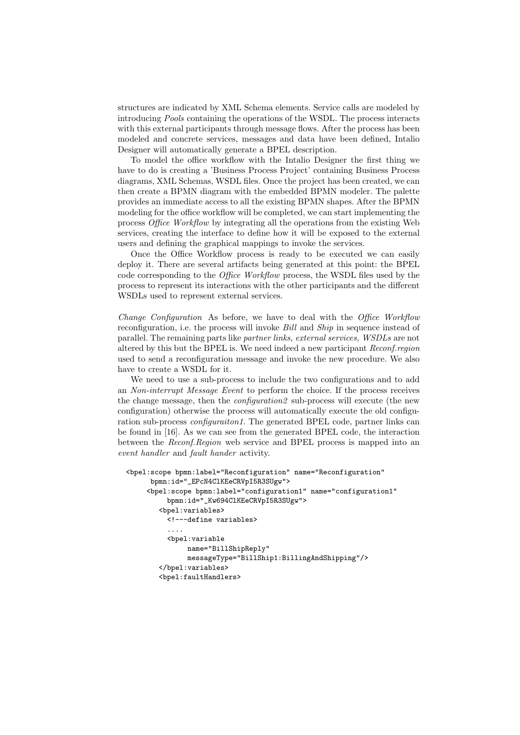structures are indicated by XML Schema elements. Service calls are modeled by introducing *Pools* containing the operations of the WSDL. The process interacts with this external participants through message flows. After the process has been modeled and concrete services, messages and data have been defined, Intalio Designer will automatically generate a BPEL description.

To model the office workflow with the Intalio Designer the first thing we have to do is creating a 'Business Process Project' containing Business Process diagrams, XML Schemas, WSDL files. Once the project has been created, we can then create a BPMN diagram with the embedded BPMN modeler. The palette provides an immediate access to all the existing BPMN shapes. After the BPMN modeling for the office workflow will be completed, we can start implementing the process *Office Workflow* by integrating all the operations from the existing Web services, creating the interface to define how it will be exposed to the external users and defining the graphical mappings to invoke the services.

Once the Office Workflow process is ready to be executed we can easily deploy it. There are several artifacts being generated at this point: the BPEL code corresponding to the *Office Workflow* process, the WSDL files used by the process to represent its interactions with the other participants and the different WSDLs used to represent external services.

*Change Configuration* As before, we have to deal with the *Office Workflow* reconfiguration, i.e. the process will invoke *Bill* and *Ship* in sequence instead of parallel. The remaining parts like *partner links, external services, WSDLs* are not altered by this but the BPEL is. We need indeed a new participant *Reconf.region* used to send a reconfiguration message and invoke the new procedure. We also have to create a WSDL for it.

We need to use a sub-process to include the two configurations and to add an *Non-interrupt Message Event* to perform the choice. If the process receives the change message, then the *configuration2* sub-process will execute (the new configuration) otherwise the process will automatically execute the old configuration sub-process *configuraiton1*. The generated BPEL code, partner links can be found in [16]. As we can see from the generated BPEL code, the interaction between the *Reconf.Region* web service and BPEL process is mapped into an *event handler* and *fault hander* activity.

```
<bpel:scope bpmn:label="Reconfiguration" name="Reconfiguration"
      bpmn:id="_EPcN4ClKEeCRVpI5R3SUgw">
     <bpel:scope bpmn:label="configuration1" name="configuration1"
          bpmn:id="_Kw694ClKEeCRVpI5R3SUgw">
       <bpel:variables>
         <!---define variables>
         ....
         <bpel:variable
              name="BillShipReply"
              messageType="BillShip1:BillingAndShipping"/>
       </bpel:variables>
       <bpel:faultHandlers>
```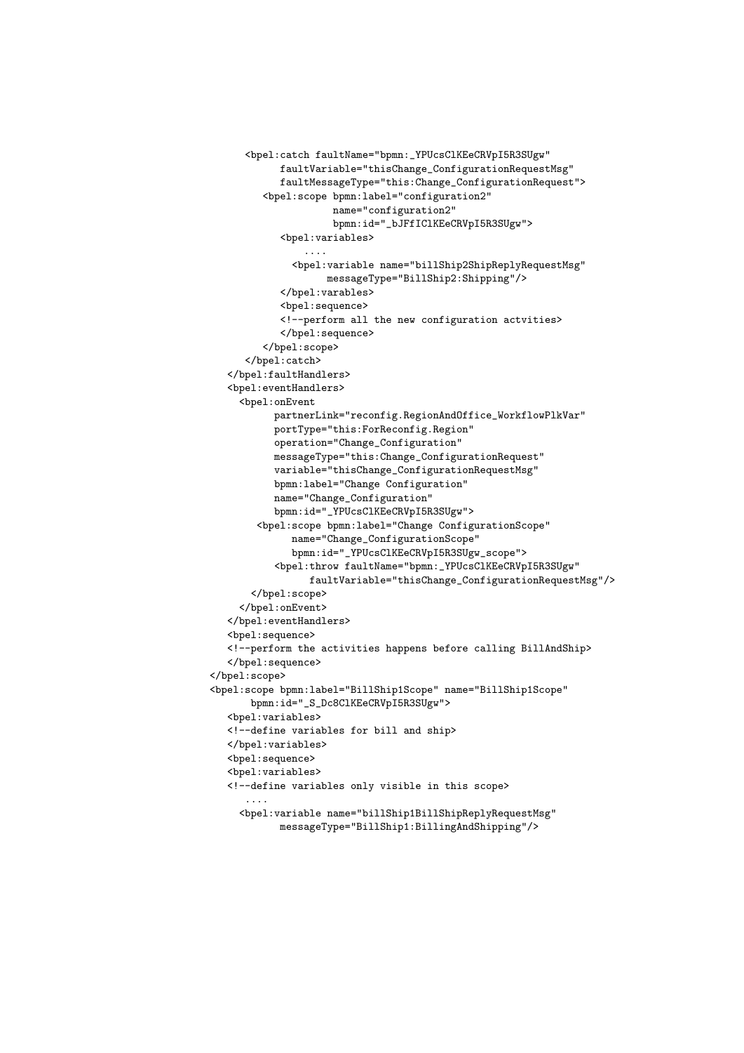```
      <bpel:catch faultName="bpmn:_YPUcsClKEeCRVpI5R3SUgw"
            faultVariable="thisChange_ConfigurationRequestMsg"
            faultMessageType="this:Change_ConfigurationRequest">
         <bpel:scope bpmn:label="configuration2"
                     name="configuration2"
                     bpmn:id="_bJFfIClKEeCRVpI5R3SUgw">
            <bpel:variables>
                ....
              <bpel:variable name="billShip2ShipReplyRequestMsg"
                    messageType="BillShip2:Shipping"/>
            </bpel:variables>
            <bpel:sequence>
            <!--perform all the new configuration actvities>
            </bpel:sequence>
         </bpel:scope>
      </bpel:catch>
   </bpel:faultHandlers>
   <bpel:eventHandlers>
     <bpel:onEvent
           partnerLink="reconfig.RegionAndOffice_WorkflowPlkVar"
           portType="this:ForReconfig.Region"
           operation="Change_Configuration"
           messageType="this:Change_ConfigurationRequest"
           variable="thisChange_ConfigurationRequestMsg"
           bpmn:label="Change Configuration"
           name="Change_Configuration"
           bpmn:id="_YPUcsClKEeCRVpI5R3SUgw">
        <bpel:scope bpmn:label="Change ConfigurationScope"
              name="Change_ConfigurationScope"
              bpmn:id="_YPUcsClKEeCRVpI5R3SUgw_scope">
           <bpel:throw faultName="bpmn:_YPUcsClKEeCRVpI5R3SUgw"
                 faultVariable="thisChange_ConfigurationRequestMsg"/>
       </bpel:scope>
     </bpel:onEvent>
   </bpel:eventHandlers>
   <bpel:sequence>
   <!--perform the activities happens before calling BillAndShip>
   </bpel:sequence>
</bpel:scope>
<bpel:scope bpmn:label="BillShip1Scope" name="BillShip1Scope"
       bpmn:id="_S_Dc8ClKEeCRVpI5R3SUgw">
   <bpel:variables>
   <!--define variables for bill and ship>
   </bpel:variables>
   <bpel:sequence>
   <bpel:variables>
   <!--define variables only visible in this scope>
      ....
     <bpel:variable name="billShip1BillShipReplyRequestMsg"
            messageType="BillShip1:BillingAndShipping"/>
```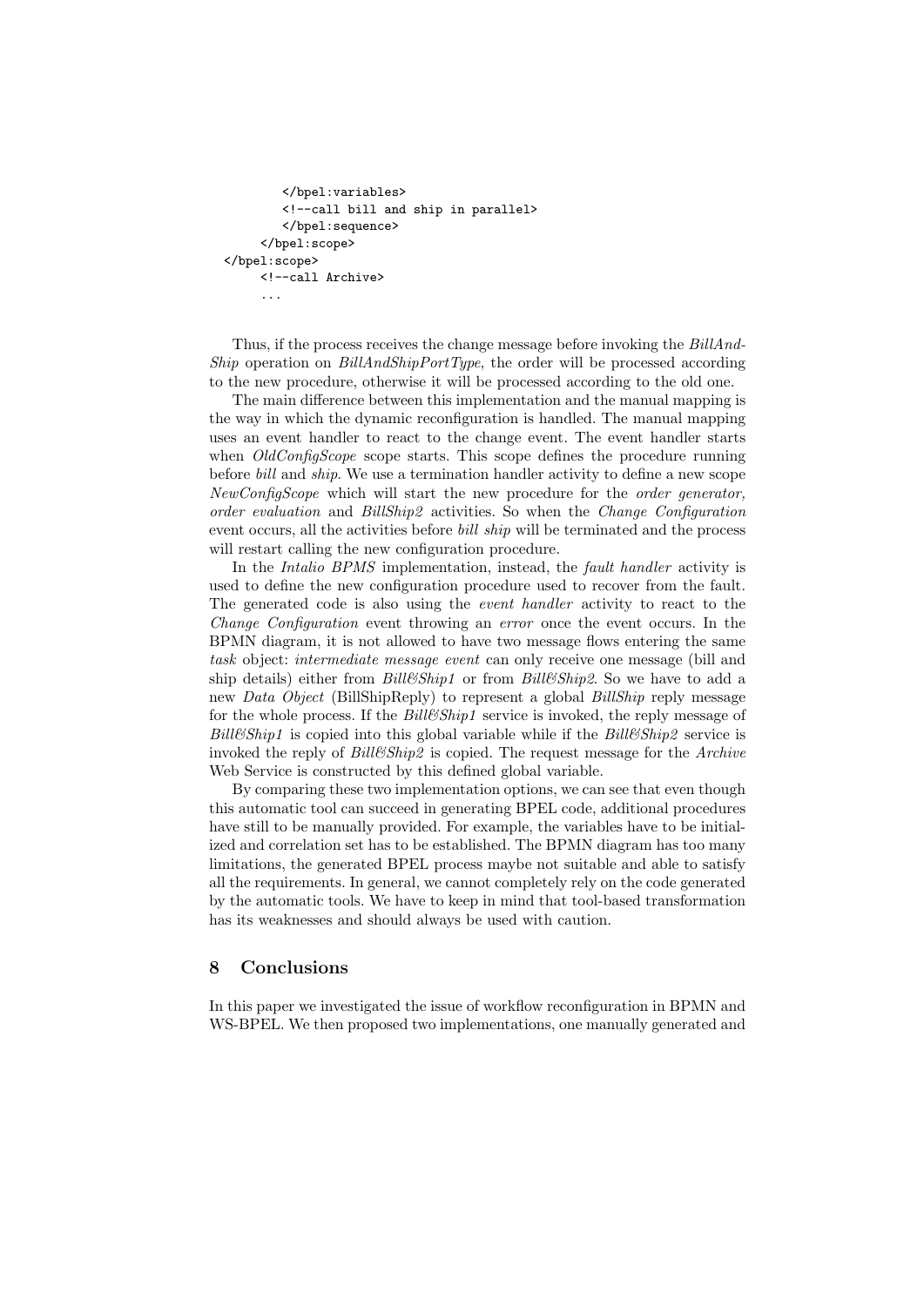```
        </bpel:variables>
        <!--call bill and ship in parallel>
        </bpel:sequence>
      </bpel:scope>
  </bpel:scope>
      <!--call Archive>
      ...
```

Thus, if the process receives the change message before invoking the *BillAndShip* operation on *BillAndShipPortType*, the order will be processed according to the new procedure, otherwise it will be processed according to the old one.

The main difference between this implementation and the manual mapping is the way in which the dynamic reconfiguration is handled. The manual mapping uses an event handler to react to the change event. The event handler starts when *OldConfigScope* scope starts. This scope defines the procedure running before *bill* and *ship*. We use a termination handler activity to define a new scope *NewConfigScope* which will start the new procedure for the *order generator, order evaluation* and *BillShip2* activities. So when the *Change Configuration* event occurs, all the activities before *bill ship* will be terminated and the process will restart calling the new configuration procedure.

In the *Intalio BPMS* implementation, instead, the *fault handler* activity is used to define the new configuration procedure used to recover from the fault. The generated code is also using the *event handler* activity to react to the *Change Configuration* event throwing an *error* once the event occurs. In the BPMN diagram, it is not allowed to have two message flows entering the same *task* object: *intermediate message event* can only receive one message (bill and ship details) either from *Bill&Ship1* or from *Bill&Ship2*. So we have to add a new *Data Object* (BillShipReply) to represent a global *BillShip* reply message for the whole process. If the *Bill&Ship1* service is invoked, the reply message of *Bill&Ship1* is copied into this global variable while if the *Bill&Ship2* service is invoked the reply of *Bill&Ship2* is copied. The request message for the *Archive* Web Service is constructed by this defined global variable.

By comparing these two implementation options, we can see that even though this automatic tool can succeed in generating BPEL code, additional procedures have still to be manually provided. For example, the variables have to be initialized and correlation set has to be established. The BPMN diagram has too many limitations, the generated BPEL process maybe not suitable and able to satisfy all the requirements. In general, we cannot completely rely on the code generated by the automatic tools. We have to keep in mind that tool-based transformation has its weaknesses and should always be used with caution.

## 8 Conclusions

In this paper we investigated the issue of workflow reconfiguration in BPMN and WS-BPEL. We then proposed two implementations, one manually generated and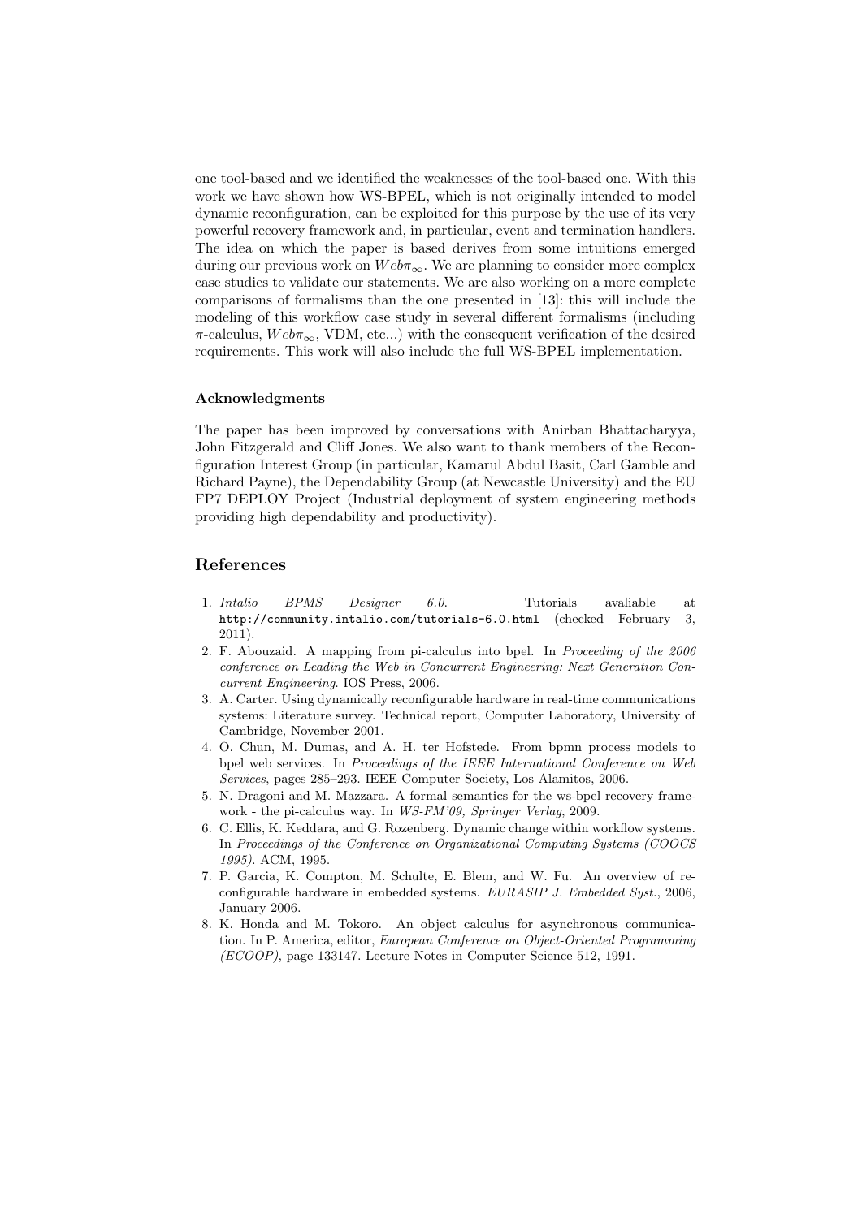one tool-based and we identified the weaknesses of the tool-based one. With this work we have shown how WS-BPEL, which is not originally intended to model dynamic reconfiguration, can be exploited for this purpose by the use of its very powerful recovery framework and, in particular, event and termination handlers. The idea on which the paper is based derives from some intuitions emerged during our previous work on $Web\pi_\infty$. We are planning to consider more complex case studies to validate our statements. We are also working on a more complete comparisons of formalisms than the one presented in [13]: this will include the modeling of this workflow case study in several different formalisms (including $\pi$-calculus, $Web\pi_\infty$, VDM, etc...) with the consequent verification of the desired requirements. This work will also include the full WS-BPEL implementation.

### Acknowledgments

The paper has been improved by conversations with Anirban Bhattacharyya, John Fitzgerald and Cliff Jones. We also want to thank members of the Reconfiguration Interest Group (in particular, Kamarul Abdul Basit, Carl Gamble and Richard Payne), the Dependability Group (at Newcastle University) and the EU FP7 DEPLOY Project (Industrial deployment of system engineering methods providing high dependability and productivity).

## References

1. *Intalio BPMS Designer 6.0*. Tutorials avaliable at `http://community.intalio.com/tutorials-6.0.html` (checked February 3, 2011).
2. F. Abouzaid. A mapping from pi-calculus into bpel. In *Proceeding of the 2006 conference on Leading the Web in Concurrent Engineering: Next Generation Concurrent Engineering*. IOS Press, 2006.
3. A. Carter. Using dynamically reconfigurable hardware in real-time communications systems: Literature survey. Technical report, Computer Laboratory, University of Cambridge, November 2001.
4. O. Chun, M. Dumas, and A. H. ter Hofstede. From bpmn process models to bpel web services. In *Proceedings of the IEEE International Conference on Web Services*, pages 285–293. IEEE Computer Society, Los Alamitos, 2006.
5. N. Dragoni and M. Mazzara. A formal semantics for the ws-bpel recovery framework - the pi-calculus way. In *WS-FM'09, Springer Verlag*, 2009.
6. C. Ellis, K. Keddara, and G. Rozenberg. Dynamic change within workflow systems. In *Proceedings of the Conference on Organizational Computing Systems (COOCS 1995)*. ACM, 1995.
7. P. Garcia, K. Compton, M. Schulte, E. Blem, and W. Fu. An overview of reconfigurable hardware in embedded systems. *EURASIP J. Embedded Syst.*, 2006, January 2006.
8. K. Honda and M. Tokoro. An object calculus for asynchronous communication. In P. America, editor, *European Conference on Object-Oriented Programming (ECOOP)*, page 133147. Lecture Notes in Computer Science 512, 1991.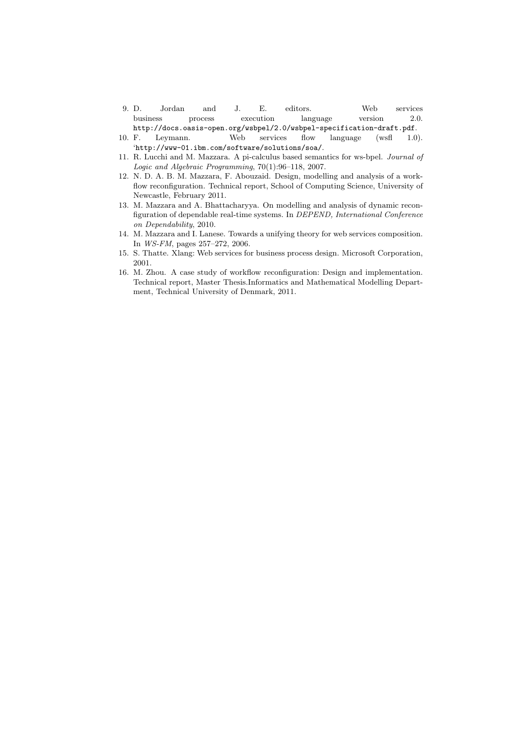9. D. Jordan and J. E. editors. Web services business process execution language version 2.0. http://docs.oasis-open.org/wsbpel/2.0/wsbpel-specification-draft.pdf.
10. F. Leymann. Web services flow language (wsfl 1.0). 'http://www-01.ibm.com/software/solutions/soa/.
11. R. Lucchi and M. Mazzara. A pi-calculus based semantics for ws-bpel. *Journal of Logic and Algebraic Programming*, 70(1):96–118, 2007.
12. N. D. A. B. M. Mazzara, F. Abouzaid. Design, modelling and analysis of a workflow reconfiguration. Technical report, School of Computing Science, University of Newcastle, February 2011.
13. M. Mazzara and A. Bhattacharyya. On modelling and analysis of dynamic reconfiguration of dependable real-time systems. In *DEPEND, International Conference on Dependability*, 2010.
14. M. Mazzara and I. Lanese. Towards a unifying theory for web services composition. In *WS-FM*, pages 257–272, 2006.
15. S. Thatte. Xlang: Web services for business process design. Microsoft Corporation, 2001.
16. M. Zhou. A case study of workflow reconfiguration: Design and implementation. Technical report, Master Thesis.Informatics and Mathematical Modelling Department, Technical University of Denmark, 2011.